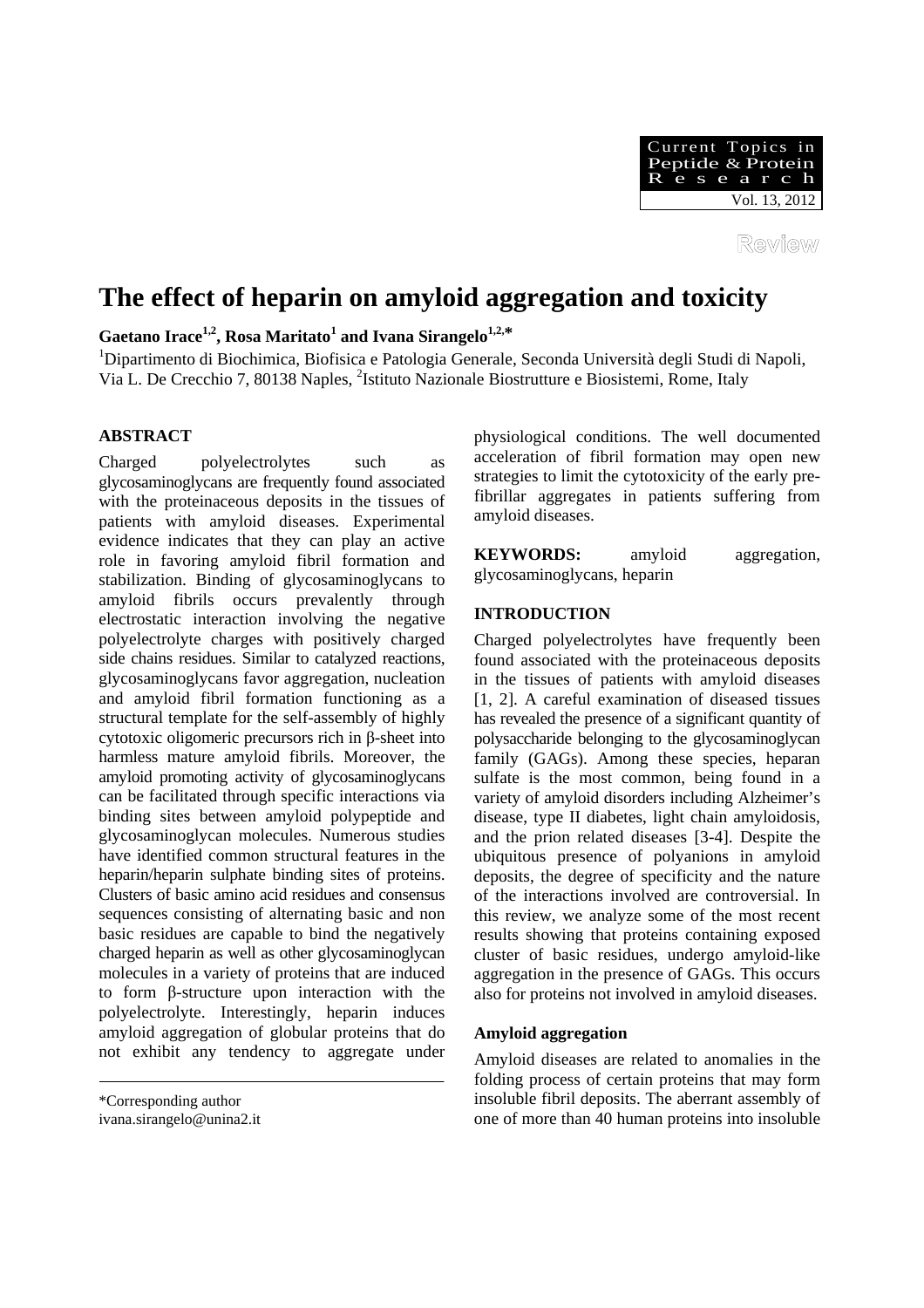Review

# The effect of heparin on amyloid aggregation and toxicity

**Gaetano Irace[1,2], Rosa Maritato[1] and Ivana Sirangelo[1,2,*]**

[1]Dipartimento di Biochimica, Biofisica e Patologia Generale, Seconda Università degli Studi di Napoli, Via L. De Crecchio 7, 80138 Naples, [2]Istituto Nazionale Biostrutture e Biosistemi, Rome, Italy

## ABSTRACT

Charged polyelectrolytes such as glycosaminoglycans are frequently found associated with the proteinaceous deposits in the tissues of patients with amyloid diseases. Experimental evidence indicates that they can play an active role in favoring amyloid fibril formation and stabilization. Binding of glycosaminoglycans to amyloid fibrils occurs prevalently through electrostatic interaction involving the negative polyelectrolyte charges with positively charged side chains residues. Similar to catalyzed reactions, glycosaminoglycans favor aggregation, nucleation and amyloid fibril formation functioning as a structural template for the self-assembly of highly cytotoxic oligomeric precursors rich in β-sheet into harmless mature amyloid fibrils. Moreover, the amyloid promoting activity of glycosaminoglycans can be facilitated through specific interactions via binding sites between amyloid polypeptide and glycosaminoglycan molecules. Numerous studies have identified common structural features in the heparin/heparin sulphate binding sites of proteins. Clusters of basic amino acid residues and consensus sequences consisting of alternating basic and non basic residues are capable to bind the negatively charged heparin as well as other glycosaminoglycan molecules in a variety of proteins that are induced to form β-structure upon interaction with the polyelectrolyte. Interestingly, heparin induces amyloid aggregation of globular proteins that do not exhibit any tendency to aggregate under physiological conditions. The well documented acceleration of fibril formation may open new strategies to limit the cytotoxicity of the early pre-fibrillar aggregates in patients suffering from amyloid diseases.

**KEYWORDS:** amyloid aggregation, glycosaminoglycans, heparin

*Corresponding author
ivana.sirangelo@unina2.it

## INTRODUCTION

Charged polyelectrolytes have frequently been found associated with the proteinaceous deposits in the tissues of patients with amyloid diseases [1, 2]. A careful examination of diseased tissues has revealed the presence of a significant quantity of polysaccharide belonging to the glycosaminoglycan family (GAGs). Among these species, heparan sulfate is the most common, being found in a variety of amyloid disorders including Alzheimer's disease, type II diabetes, light chain amyloidosis, and the prion related diseases [3-4]. Despite the ubiquitous presence of polyanions in amyloid deposits, the degree of specificity and the nature of the interactions involved are controversial. In this review, we analyze some of the most recent results showing that proteins containing exposed cluster of basic residues, undergo amyloid-like aggregation in the presence of GAGs. This occurs also for proteins not involved in amyloid diseases.

### Amyloid aggregation

Amyloid diseases are related to anomalies in the folding process of certain proteins that may form insoluble fibril deposits. The aberrant assembly of one of more than 40 human proteins into insoluble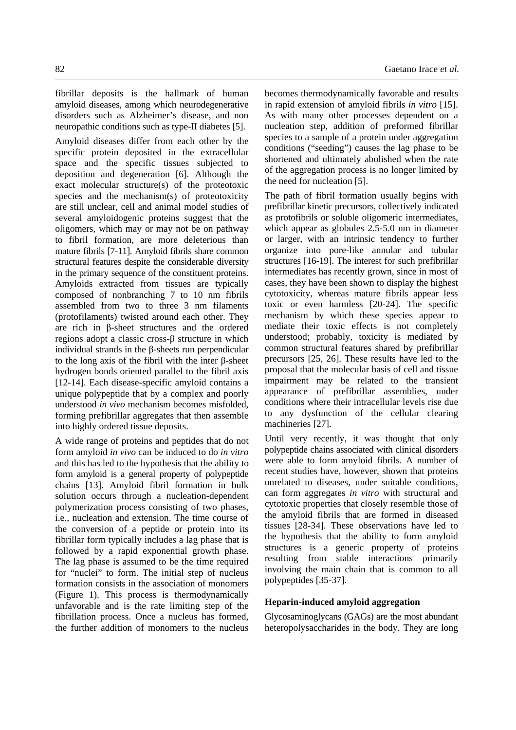fibrillar deposits is the hallmark of human amyloid diseases, among which neurodegenerative disorders such as Alzheimer's disease, and non neuropathic conditions such as type-II diabetes [5].

Amyloid diseases differ from each other by the specific protein deposited in the extracellular space and the specific tissues subjected to deposition and degeneration [6]. Although the exact molecular structure(s) of the proteotoxic species and the mechanism(s) of proteotoxicity are still unclear, cell and animal model studies of several amyloidogenic proteins suggest that the oligomers, which may or may not be on pathway to fibril formation, are more deleterious than mature fibrils [7-11]. Amyloid fibrils share common structural features despite the considerable diversity in the primary sequence of the constituent proteins. Amyloids extracted from tissues are typically composed of nonbranching 7 to 10 nm fibrils assembled from two to three 3 nm filaments (protofilaments) twisted around each other. They are rich in β-sheet structures and the ordered regions adopt a classic cross-β structure in which individual strands in the β-sheets run perpendicular to the long axis of the fibril with the inter β-sheet hydrogen bonds oriented parallel to the fibril axis [12-14]. Each disease-specific amyloid contains a unique polypeptide that by a complex and poorly understood *in vivo* mechanism becomes misfolded, forming prefibrillar aggregates that then assemble into highly ordered tissue deposits.

A wide range of proteins and peptides that do not form amyloid *in vivo* can be induced to do *in vitro* and this has led to the hypothesis that the ability to form amyloid is a general property of polypeptide chains [13]. Amyloid fibril formation in bulk solution occurs through a nucleation-dependent polymerization process consisting of two phases, i.e., nucleation and extension. The time course of the conversion of a peptide or protein into its fibrillar form typically includes a lag phase that is followed by a rapid exponential growth phase. The lag phase is assumed to be the time required for "nuclei" to form. The initial step of nucleus formation consists in the association of monomers (Figure 1). This process is thermodynamically unfavorable and is the rate limiting step of the fibrillation process. Once a nucleus has formed, the further addition of monomers to the nucleus becomes thermodynamically favorable and results in rapid extension of amyloid fibrils *in vitro* [15]. As with many other processes dependent on a nucleation step, addition of preformed fibrillar species to a sample of a protein under aggregation conditions ("seeding") causes the lag phase to be shortened and ultimately abolished when the rate of the aggregation process is no longer limited by the need for nucleation [5].

The path of fibril formation usually begins with prefibrillar kinetic precursors, collectively indicated as protofibrils or soluble oligomeric intermediates, which appear as globules 2.5-5.0 nm in diameter or larger, with an intrinsic tendency to further organize into pore-like annular and tubular structures [16-19]. The interest for such prefibrillar intermediates has recently grown, since in most of cases, they have been shown to display the highest cytotoxicity, whereas mature fibrils appear less toxic or even harmless [20-24]. The specific mechanism by which these species appear to mediate their toxic effects is not completely understood; probably, toxicity is mediated by common structural features shared by prefibrillar precursors [25, 26]. These results have led to the proposal that the molecular basis of cell and tissue impairment may be related to the transient appearance of prefibrillar assemblies, under conditions where their intracellular levels rise due to any dysfunction of the cellular clearing machineries [27].

Until very recently, it was thought that only polypeptide chains associated with clinical disorders were able to form amyloid fibrils. A number of recent studies have, however, shown that proteins unrelated to diseases, under suitable conditions, can form aggregates *in vitro* with structural and cytotoxic properties that closely resemble those of the amyloid fibrils that are formed in diseased tissues [28-34]. These observations have led to the hypothesis that the ability to form amyloid structures is a generic property of proteins resulting from stable interactions primarily involving the main chain that is common to all polypeptides [35-37].

### Heparin-induced amyloid aggregation

Glycosaminoglycans (GAGs) are the most abundant heteropolysaccharides in the body. They are long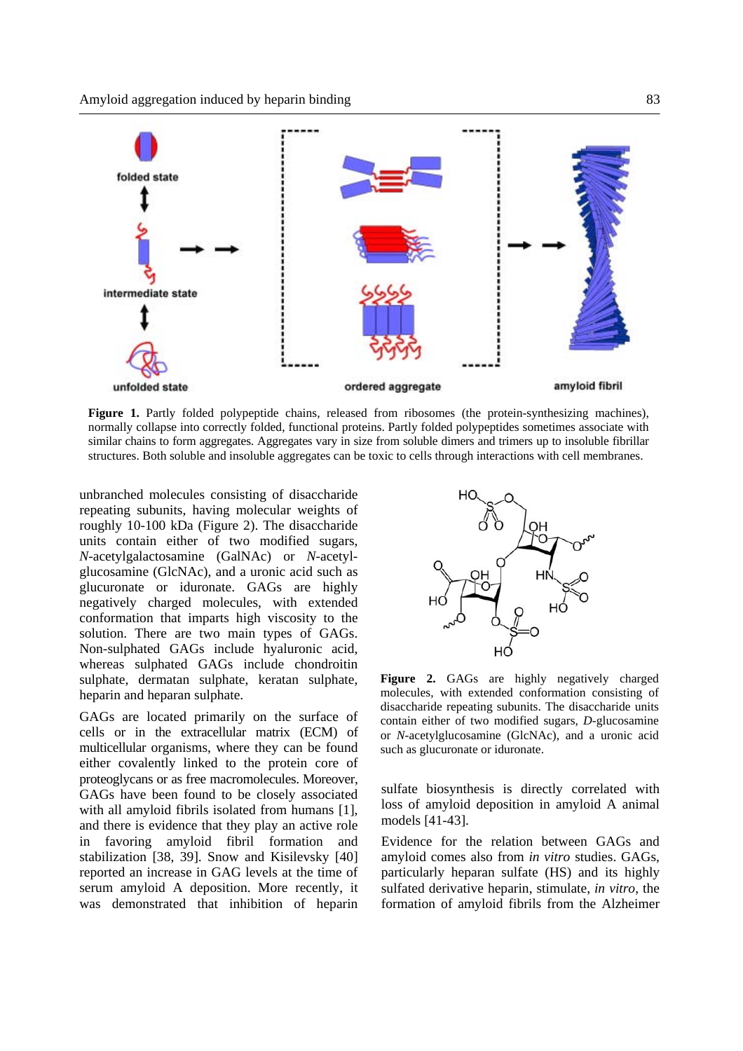**Figure 1.** Partly folded polypeptide chains, released from ribosomes (the protein-synthesizing machines), normally collapse into correctly folded, functional proteins. Partly folded polypeptides sometimes associate with similar chains to form aggregates. Aggregates vary in size from soluble dimers and trimers up to insoluble fibrillar structures. Both soluble and insoluble aggregates can be toxic to cells through interactions with cell membranes.

unbranched molecules consisting of disaccharide repeating subunits, having molecular weights of roughly 10-100 kDa (Figure 2). The disaccharide units contain either of two modified sugars, *N*-acetylgalactosamine (GalNAc) or *N*-acetylglucosamine (GlcNAc), and a uronic acid such as glucuronate or iduronate. GAGs are highly negatively charged molecules, with extended conformation that imparts high viscosity to the solution. There are two main types of GAGs. Non-sulphated GAGs include hyaluronic acid, whereas sulphated GAGs include chondroitin sulphate, dermatan sulphate, keratan sulphate, heparin and heparan sulphate.

GAGs are located primarily on the surface of cells or in the extracellular matrix (ECM) of multicellular organisms, where they can be found either covalently linked to the protein core of proteoglycans or as free macromolecules. Moreover, GAGs have been found to be closely associated with all amyloid fibrils isolated from humans [1], and there is evidence that they play an active role in favoring amyloid fibril formation and stabilization [38, 39]. Snow and Kisilevsky [40] reported an increase in GAG levels at the time of serum amyloid A deposition. More recently, it was demonstrated that inhibition of heparin sulfate biosynthesis is directly correlated with loss of amyloid deposition in amyloid A animal models [41-43].

**Figure 2.** GAGs are highly negatively charged molecules, with extended conformation consisting of disaccharide repeating subunits. The disaccharide units contain either of two modified sugars, *D*-glucosamine or *N*-acetylglucosamine (GlcNAc), and a uronic acid such as glucuronate or iduronate.

Evidence for the relation between GAGs and amyloid comes also from *in vitro* studies. GAGs, particularly heparan sulfate (HS) and its highly sulfated derivative heparin, stimulate, *in vitro*, the formation of amyloid fibrils from the Alzheimer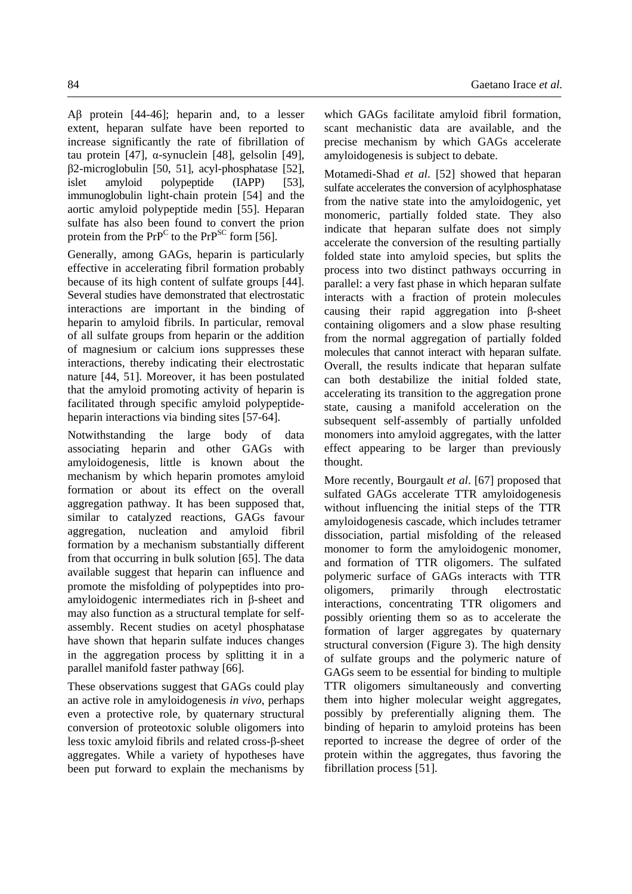Aβ protein [44-46]; heparin and, to a lesser extent, heparan sulfate have been reported to increase significantly the rate of fibrillation of tau protein [47], α-synuclein [48], gelsolin [49], β2-microglobulin [50, 51], acyl-phosphatase [52], islet amyloid polypeptide (IAPP) [53], immunoglobulin light-chain protein [54] and the aortic amyloid polypeptide medin [55]. Heparan sulfate has also been found to convert the prion protein from the $PrP^{C}$ to the $PrP^{SC}$ form [56].

Generally, among GAGs, heparin is particularly effective in accelerating fibril formation probably because of its high content of sulfate groups [44]. Several studies have demonstrated that electrostatic interactions are important in the binding of heparin to amyloid fibrils. In particular, removal of all sulfate groups from heparin or the addition of magnesium or calcium ions suppresses these interactions, thereby indicating their electrostatic nature [44, 51]. Moreover, it has been postulated that the amyloid promoting activity of heparin is facilitated through specific amyloid polypeptide-heparin interactions via binding sites [57-64].

Notwithstanding the large body of data associating heparin and other GAGs with amyloidogenesis, little is known about the mechanism by which heparin promotes amyloid formation or about its effect on the overall aggregation pathway. It has been supposed that, similar to catalyzed reactions, GAGs favour aggregation, nucleation and amyloid fibril formation by a mechanism substantially different from that occurring in bulk solution [65]. The data available suggest that heparin can influence and promote the misfolding of polypeptides into pro-amyloidogenic intermediates rich in β-sheet and may also function as a structural template for self-assembly. Recent studies on acetyl phosphatase have shown that heparin sulfate induces changes in the aggregation process by splitting it in a parallel manifold faster pathway [66].

These observations suggest that GAGs could play an active role in amyloidogenesis *in vivo*, perhaps even a protective role, by quaternary structural conversion of proteotoxic soluble oligomers into less toxic amyloid fibrils and related cross-β-sheet aggregates. While a variety of hypotheses have been put forward to explain the mechanisms by which GAGs facilitate amyloid fibril formation, scant mechanistic data are available, and the precise mechanism by which GAGs accelerate amyloidogenesis is subject to debate.

Motamedi-Shad *et al*. [52] showed that heparan sulfate accelerates the conversion of acylphosphatase from the native state into the amyloidogenic, yet monomeric, partially folded state. They also indicate that heparan sulfate does not simply accelerate the conversion of the resulting partially folded state into amyloid species, but splits the process into two distinct pathways occurring in parallel: a very fast phase in which heparan sulfate interacts with a fraction of protein molecules causing their rapid aggregation into β-sheet containing oligomers and a slow phase resulting from the normal aggregation of partially folded molecules that cannot interact with heparan sulfate. Overall, the results indicate that heparan sulfate can both destabilize the initial folded state, accelerating its transition to the aggregation prone state, causing a manifold acceleration on the subsequent self-assembly of partially unfolded monomers into amyloid aggregates, with the latter effect appearing to be larger than previously thought.

More recently, Bourgault *et al*. [67] proposed that sulfated GAGs accelerate TTR amyloidogenesis without influencing the initial steps of the TTR amyloidogenesis cascade, which includes tetramer dissociation, partial misfolding of the released monomer to form the amyloidogenic monomer, and formation of TTR oligomers. The sulfated polymeric surface of GAGs interacts with TTR oligomers, primarily through electrostatic interactions, concentrating TTR oligomers and possibly orienting them so as to accelerate the formation of larger aggregates by quaternary structural conversion (Figure 3). The high density of sulfate groups and the polymeric nature of GAGs seem to be essential for binding to multiple TTR oligomers simultaneously and converting them into higher molecular weight aggregates, possibly by preferentially aligning them. The binding of heparin to amyloid proteins has been reported to increase the degree of order of the protein within the aggregates, thus favoring the fibrillation process [51].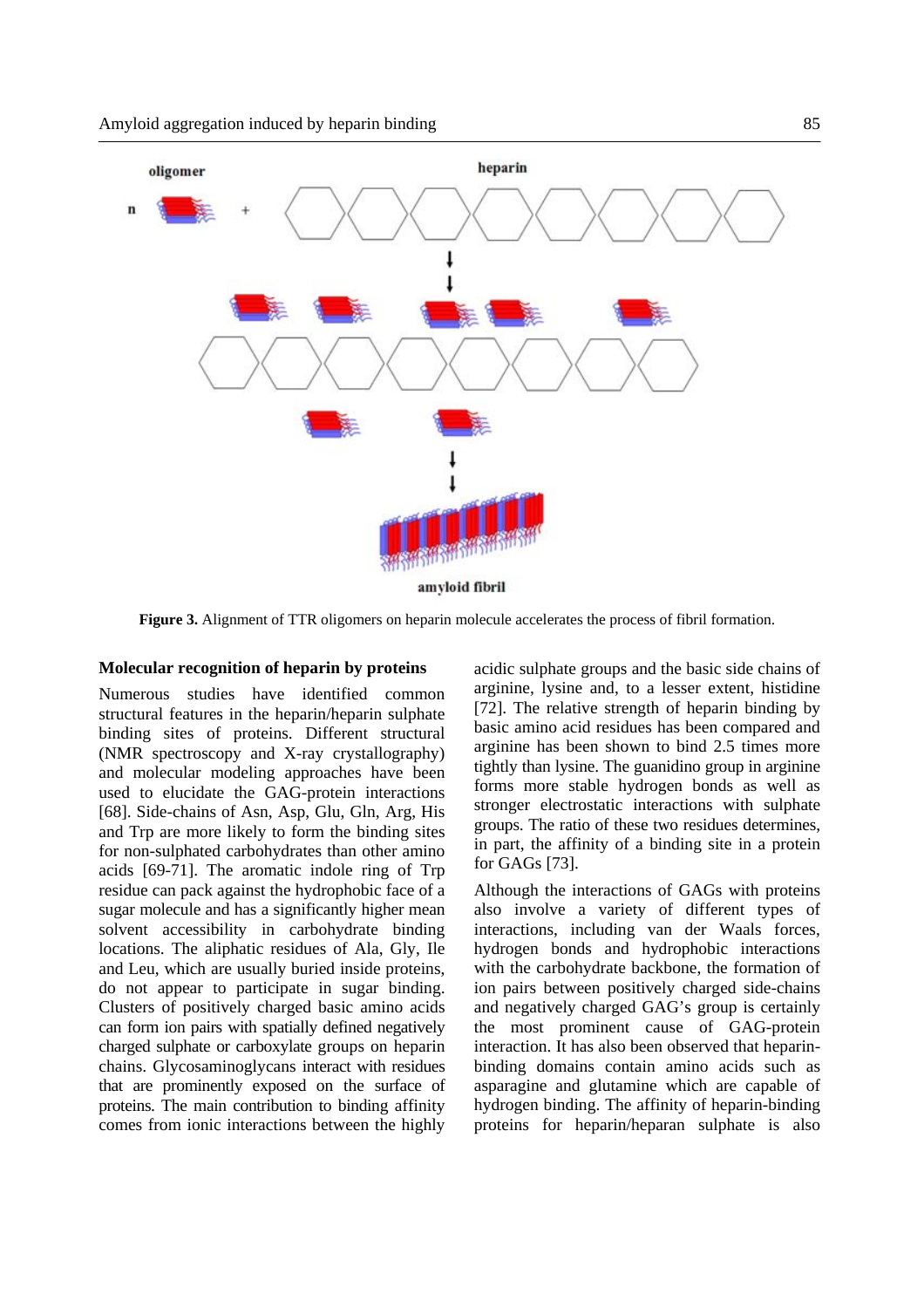**Figure 3.** Alignment of TTR oligomers on heparin molecule accelerates the process of fibril formation.

### Molecular recognition of heparin by proteins

Numerous studies have identified common structural features in the heparin/heparin sulphate binding sites of proteins. Different structural (NMR spectroscopy and X-ray crystallography) and molecular modeling approaches have been used to elucidate the GAG-protein interactions [68]. Side-chains of Asn, Asp, Glu, Gln, Arg, His and Trp are more likely to form the binding sites for non-sulphated carbohydrates than other amino acids [69-71]. The aromatic indole ring of Trp residue can pack against the hydrophobic face of a sugar molecule and has a significantly higher mean solvent accessibility in carbohydrate binding locations. The aliphatic residues of Ala, Gly, Ile and Leu, which are usually buried inside proteins, do not appear to participate in sugar binding. Clusters of positively charged basic amino acids can form ion pairs with spatially defined negatively charged sulphate or carboxylate groups on heparin chains. Glycosaminoglycans interact with residues that are prominently exposed on the surface of proteins. The main contribution to binding affinity comes from ionic interactions between the highly acidic sulphate groups and the basic side chains of arginine, lysine and, to a lesser extent, histidine [72]. The relative strength of heparin binding by basic amino acid residues has been compared and arginine has been shown to bind 2.5 times more tightly than lysine. The guanidino group in arginine forms more stable hydrogen bonds as well as stronger electrostatic interactions with sulphate groups. The ratio of these two residues determines, in part, the affinity of a binding site in a protein for GAGs [73].

Although the interactions of GAGs with proteins also involve a variety of different types of interactions, including van der Waals forces, hydrogen bonds and hydrophobic interactions with the carbohydrate backbone, the formation of ion pairs between positively charged side-chains and negatively charged GAG's group is certainly the most prominent cause of GAG-protein interaction. It has also been observed that heparin-binding domains contain amino acids such as asparagine and glutamine which are capable of hydrogen binding. The affinity of heparin-binding proteins for heparin/heparan sulphate is also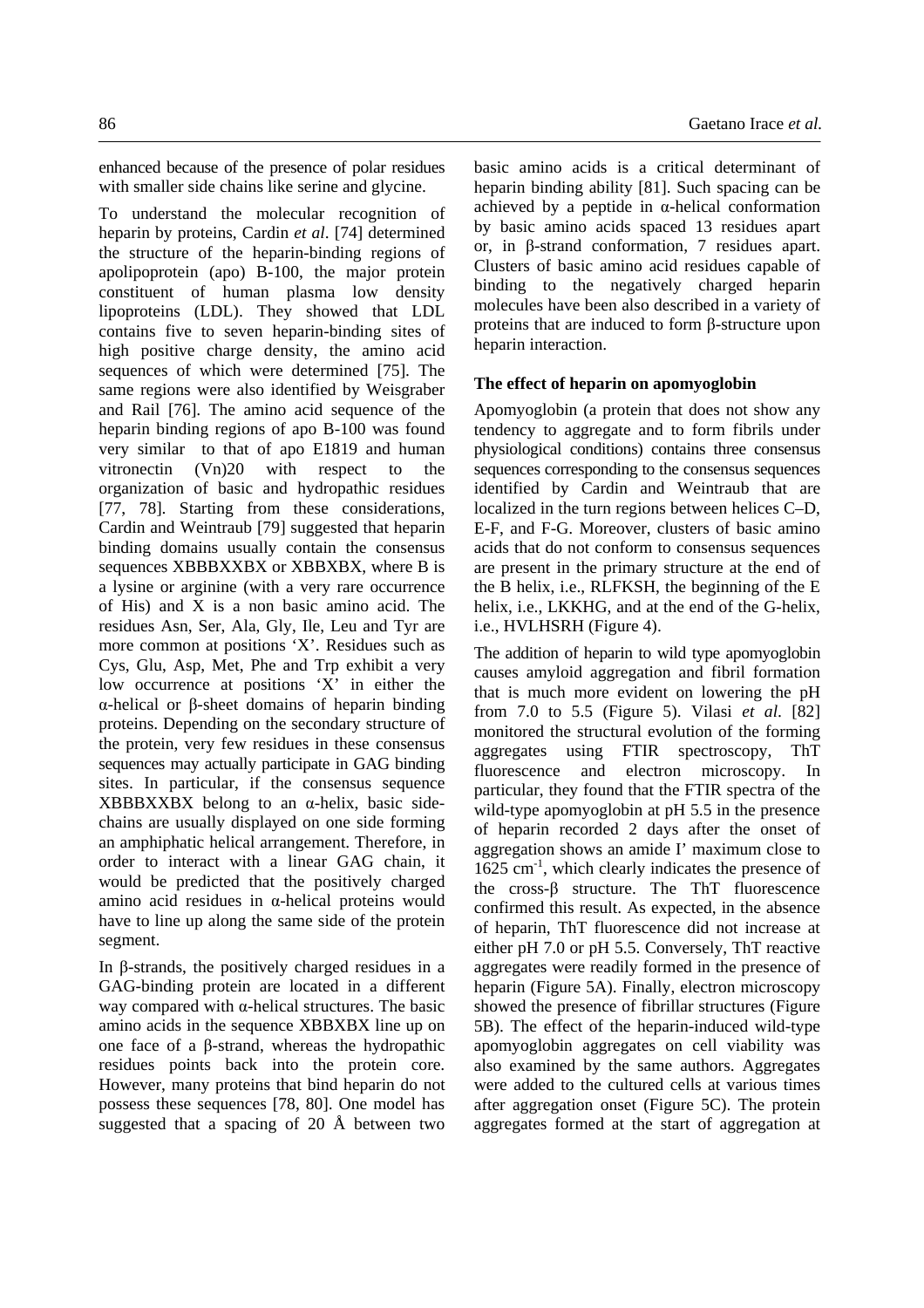enhanced because of the presence of polar residues with smaller side chains like serine and glycine.

To understand the molecular recognition of heparin by proteins, Cardin *et al*. [74] determined the structure of the heparin-binding regions of apolipoprotein (apo) B-100, the major protein constituent of human plasma low density lipoproteins (LDL). They showed that LDL contains five to seven heparin-binding sites of high positive charge density, the amino acid sequences of which were determined [75]. The same regions were also identified by Weisgraber and Rail [76]. The amino acid sequence of the heparin binding regions of apo B-100 was found very similar to that of apo E1819 and human vitronectin (Vn)20 with respect to the organization of basic and hydropathic residues [77, 78]. Starting from these considerations, Cardin and Weintraub [79] suggested that heparin binding domains usually contain the consensus sequences XBBBXXBX or XBBXBX, where B is a lysine or arginine (with a very rare occurrence of His) and X is a non basic amino acid. The residues Asn, Ser, Ala, Gly, Ile, Leu and Tyr are more common at positions 'X'. Residues such as Cys, Glu, Asp, Met, Phe and Trp exhibit a very low occurrence at positions 'X' in either the α-helical or β-sheet domains of heparin binding proteins. Depending on the secondary structure of the protein, very few residues in these consensus sequences may actually participate in GAG binding sites. In particular, if the consensus sequence XBBBXXBX belong to an α-helix, basic side-chains are usually displayed on one side forming an amphiphatic helical arrangement. Therefore, in order to interact with a linear GAG chain, it would be predicted that the positively charged amino acid residues in α-helical proteins would have to line up along the same side of the protein segment.

In β-strands, the positively charged residues in a GAG-binding protein are located in a different way compared with α-helical structures. The basic amino acids in the sequence XBBXBX line up on one face of a β-strand, whereas the hydropathic residues points back into the protein core. However, many proteins that bind heparin do not possess these sequences [78, 80]. One model has suggested that a spacing of 20 Å between two basic amino acids is a critical determinant of heparin binding ability [81]. Such spacing can be achieved by a peptide in α-helical conformation by basic amino acids spaced 13 residues apart or, in β-strand conformation, 7 residues apart. Clusters of basic amino acid residues capable of binding to the negatively charged heparin molecules have been also described in a variety of proteins that are induced to form β-structure upon heparin interaction.

### The effect of heparin on apomyoglobin

Apomyoglobin (a protein that does not show any tendency to aggregate and to form fibrils under physiological conditions) contains three consensus sequences corresponding to the consensus sequences identified by Cardin and Weintraub that are localized in the turn regions between helices C–D, E-F, and F-G. Moreover, clusters of basic amino acids that do not conform to consensus sequences are present in the primary structure at the end of the B helix, i.e., RLFKSH, the beginning of the E helix, i.e., LKKHG, and at the end of the G-helix, i.e., HVLHSRH (Figure 4).

The addition of heparin to wild type apomyoglobin causes amyloid aggregation and fibril formation that is much more evident on lowering the pH from 7.0 to 5.5 (Figure 5). Vilasi *et al*. [82] monitored the structural evolution of the forming aggregates using FTIR spectroscopy, ThT fluorescence and electron microscopy. In particular, they found that the FTIR spectra of the wild-type apomyoglobin at pH 5.5 in the presence of heparin recorded 2 days after the onset of aggregation shows an amide I' maximum close to 1625 $cm^{-1}$, which clearly indicates the presence of the cross-β structure. The ThT fluorescence confirmed this result. As expected, in the absence of heparin, ThT fluorescence did not increase at either pH 7.0 or pH 5.5. Conversely, ThT reactive aggregates were readily formed in the presence of heparin (Figure 5A). Finally, electron microscopy showed the presence of fibrillar structures (Figure 5B). The effect of the heparin-induced wild-type apomyoglobin aggregates on cell viability was also examined by the same authors. Aggregates were added to the cultured cells at various times after aggregation onset (Figure 5C). The protein aggregates formed at the start of aggregation at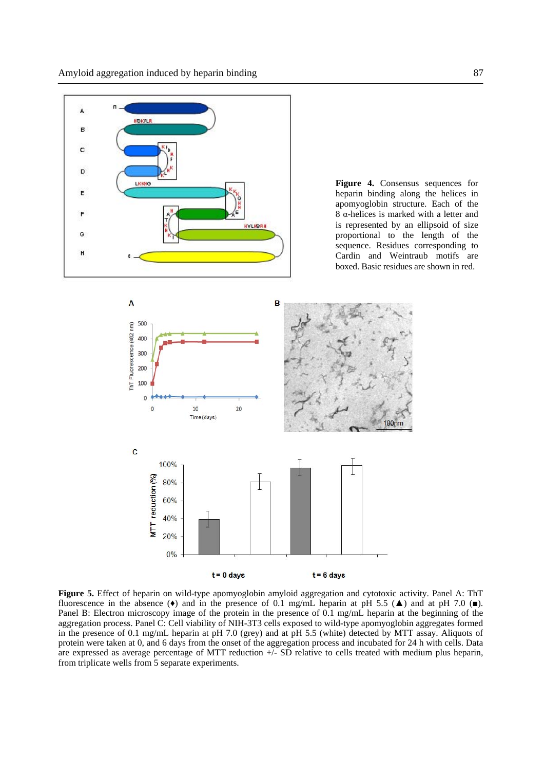**Figure 4.** Consensus sequences for heparin binding along the helices in apomyoglobin structure. Each of the 8 α-helices is marked with a letter and is represented by an ellipsoid of size proportional to the length of the sequence. Residues corresponding to Cardin and Weintraub motifs are boxed. Basic residues are shown in red.

**Figure 5.** Effect of heparin on wild-type apomyoglobin amyloid aggregation and cytotoxic activity. Panel A: ThT fluorescence in the absence (♦) and in the presence of 0.1 mg/mL heparin at pH 5.5 (▲) and at pH 7.0 (■). Panel B: Electron microscopy image of the protein in the presence of 0.1 mg/mL heparin at the beginning of the aggregation process. Panel C: Cell viability of NIH-3T3 cells exposed to wild-type apomyoglobin aggregates formed in the presence of 0.1 mg/mL heparin at pH 7.0 (grey) and at pH 5.5 (white) detected by MTT assay. Aliquots of protein were taken at 0, and 6 days from the onset of the aggregation process and incubated for 24 h with cells. Data are expressed as average percentage of MTT reduction +/- SD relative to cells treated with medium plus heparin, from triplicate wells from 5 separate experiments.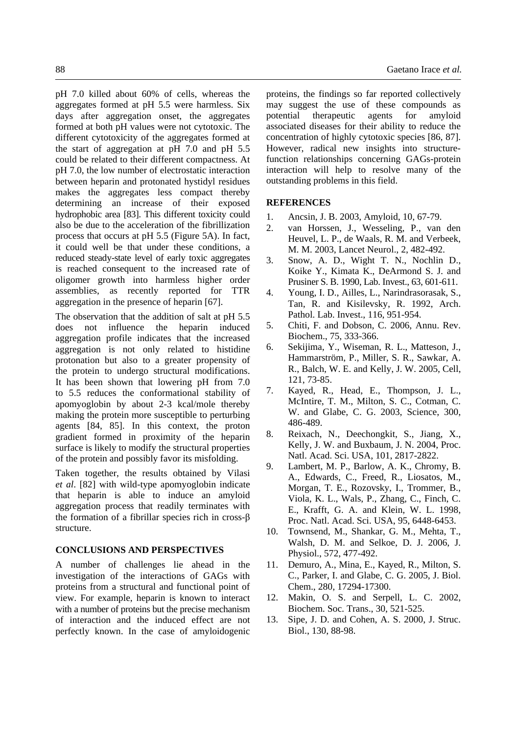pH 7.0 killed about 60% of cells, whereas the aggregates formed at pH 5.5 were harmless. Six days after aggregation onset, the aggregates formed at both pH values were not cytotoxic. The different cytotoxicity of the aggregates formed at the start of aggregation at pH 7.0 and pH 5.5 could be related to their different compactness. At pH 7.0, the low number of electrostatic interaction between heparin and protonated hystidyl residues makes the aggregates less compact thereby determining an increase of their exposed hydrophobic area [83]. This different toxicity could also be due to the acceleration of the fibrillization process that occurs at pH 5.5 (Figure 5A). In fact, it could well be that under these conditions, a reduced steady-state level of early toxic aggregates is reached consequent to the increased rate of oligomer growth into harmless higher order assemblies, as recently reported for TTR aggregation in the presence of heparin [67].

The observation that the addition of salt at pH 5.5 does not influence the heparin induced aggregation profile indicates that the increased aggregation is not only related to histidine protonation but also to a greater propensity of the protein to undergo structural modifications. It has been shown that lowering pH from 7.0 to 5.5 reduces the conformational stability of apomyoglobin by about 2-3 kcal/mole thereby making the protein more susceptible to perturbing agents [84, 85]. In this context, the proton gradient formed in proximity of the heparin surface is likely to modify the structural properties of the protein and possibly favor its misfolding.

Taken together, the results obtained by Vilasi *et al*. [82] with wild-type apomyoglobin indicate that heparin is able to induce an amyloid aggregation process that readily terminates with the formation of a fibrillar species rich in cross-β structure.

## CONCLUSIONS AND PERSPECTIVES

A number of challenges lie ahead in the investigation of the interactions of GAGs with proteins from a structural and functional point of view. For example, heparin is known to interact with a number of proteins but the precise mechanism of interaction and the induced effect are not perfectly known. In the case of amyloidogenic proteins, the findings so far reported collectively may suggest the use of these compounds as potential therapeutic agents for amyloid associated diseases for their ability to reduce the concentration of highly cytotoxic species [86, 87]. However, radical new insights into structure-function relationships concerning GAGs-protein interaction will help to resolve many of the outstanding problems in this field.

## REFERENCES

1. Ancsin, J. B. 2003, Amyloid, 10, 67-79.
2. van Horssen, J., Wesseling, P., van den Heuvel, L. P., de Waals, R. M. and Verbeek, M. M. 2003, Lancet Neurol., 2, 482-492.
3. Snow, A. D., Wight T. N., Nochlin D., Koike Y., Kimata K., DeArmond S. J. and Prusiner S. B. 1990, Lab. Invest., 63, 601-611.
4. Young, I. D., Ailles, L., Narindrasorasak, S., Tan, R. and Kisilevsky, R. 1992, Arch. Pathol. Lab. Invest., 116, 951-954.
5. Chiti, F. and Dobson, C. 2006, Annu. Rev. Biochem., 75, 333-366.
6. Sekijima, Y., Wiseman, R. L., Matteson, J., Hammarström, P., Miller, S. R., Sawkar, A. R., Balch, W. E. and Kelly, J. W. 2005, Cell, 121, 73-85.
7. Kayed, R., Head, E., Thompson, J. L., McIntire, T. M., Milton, S. C., Cotman, C. W. and Glabe, C. G. 2003, Science, 300, 486-489.
8. Reixach, N., Deechongkit, S., Jiang, X., Kelly, J. W. and Buxbaum, J. N. 2004, Proc. Natl. Acad. Sci. USA, 101, 2817-2822.
9. Lambert, M. P., Barlow, A. K., Chromy, B. A., Edwards, C., Freed, R., Liosatos, M., Morgan, T. E., Rozovsky, I., Trommer, B., Viola, K. L., Wals, P., Zhang, C., Finch, C. E., Krafft, G. A. and Klein, W. L. 1998, Proc. Natl. Acad. Sci. USA, 95, 6448-6453.
10. Townsend, M., Shankar, G. M., Mehta, T., Walsh, D. M. and Selkoe, D. J. 2006, J. Physiol., 572, 477-492.
11. Demuro, A., Mina, E., Kayed, R., Milton, S. C., Parker, I. and Glabe, C. G. 2005, J. Biol. Chem., 280, 17294-17300.
12. Makin, O. S. and Serpell, L. C. 2002, Biochem. Soc. Trans., 30, 521-525.
13. Sipe, J. D. and Cohen, A. S. 2000, J. Struc. Biol., 130, 88-98.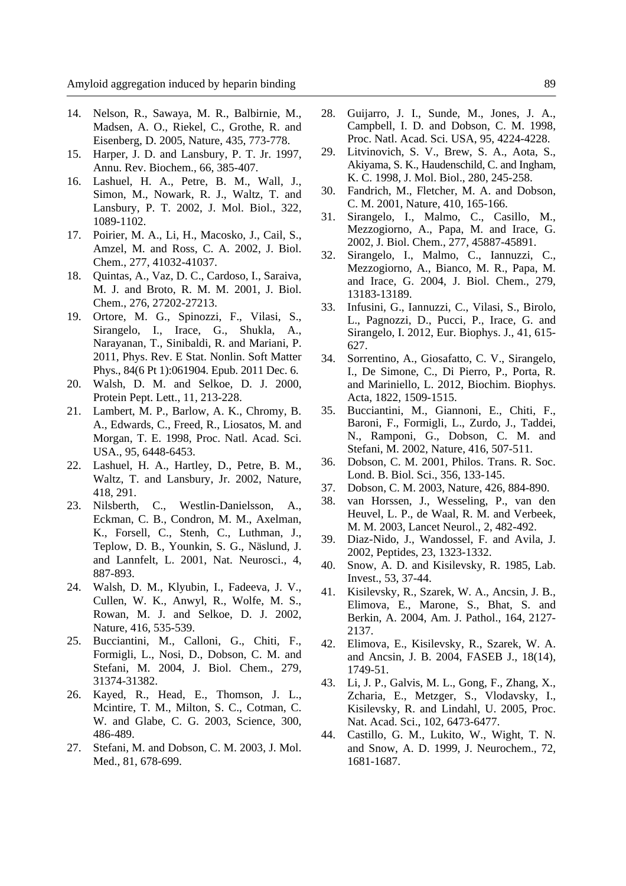14. Nelson, R., Sawaya, M. R., Balbirnie, M., Madsen, A. O., Riekel, C., Grothe, R. and Eisenberg, D. 2005, Nature, 435, 773-778.
15. Harper, J. D. and Lansbury, P. T. Jr. 1997, Annu. Rev. Biochem., 66, 385-407.
16. Lashuel, H. A., Petre, B. M., Wall, J., Simon, M., Nowark, R. J., Waltz, T. and Lansbury, P. T. 2002, J. Mol. Biol., 322, 1089-1102.
17. Poirier, M. A., Li, H., Macosko, J., Cail, S., Amzel, M. and Ross, C. A. 2002, J. Biol. Chem., 277, 41032-41037.
18. Quintas, A., Vaz, D. C., Cardoso, I., Saraiva, M. J. and Broto, R. M. M. 2001, J. Biol. Chem., 276, 27202-27213.
19. Ortore, M. G., Spinozzi, F., Vilasi, S., Sirangelo, I., Irace, G., Shukla, A., Narayanan, T., Sinibaldi, R. and Mariani, P. 2011, Phys. Rev. E Stat. Nonlin. Soft Matter Phys., 84(6 Pt 1):061904. Epub. 2011 Dec. 6.
20. Walsh, D. M. and Selkoe, D. J. 2000, Protein Pept. Lett., 11, 213-228.
21. Lambert, M. P., Barlow, A. K., Chromy, B. A., Edwards, C., Freed, R., Liosatos, M. and Morgan, T. E. 1998, Proc. Natl. Acad. Sci. USA., 95, 6448-6453.
22. Lashuel, H. A., Hartley, D., Petre, B. M., Waltz, T. and Lansbury, Jr. 2002, Nature, 418, 291.
23. Nilsberth, C., Westlin-Danielsson, A., Eckman, C. B., Condron, M. M., Axelman, K., Forsell, C., Stenh, C., Luthman, J., Teplow, D. B., Younkin, S. G., Näslund, J. and Lannfelt, L. 2001, Nat. Neurosci., 4, 887-893.
24. Walsh, D. M., Klyubin, I., Fadeeva, J. V., Cullen, W. K., Anwyl, R., Wolfe, M. S., Rowan, M. J. and Selkoe, D. J. 2002, Nature, 416, 535-539.
25. Bucciantini, M., Calloni, G., Chiti, F., Formigli, L., Nosi, D., Dobson, C. M. and Stefani, M. 2004, J. Biol. Chem., 279, 31374-31382.
26. Kayed, R., Head, E., Thomson, J. L., Mcintire, T. M., Milton, S. C., Cotman, C. W. and Glabe, C. G. 2003, Science, 300, 486-489.
27. Stefani, M. and Dobson, C. M. 2003, J. Mol. Med., 81, 678-699.
28. Guijarro, J. I., Sunde, M., Jones, J. A., Campbell, I. D. and Dobson, C. M. 1998, Proc. Natl. Acad. Sci. USA, 95, 4224-4228.
29. Litvinovich, S. V., Brew, S. A., Aota, S., Akiyama, S. K., Haudenschild, C. and Ingham, K. C. 1998, J. Mol. Biol., 280, 245-258.
30. Fandrich, M., Fletcher, M. A. and Dobson, C. M. 2001, Nature, 410, 165-166.
31. Sirangelo, I., Malmo, C., Casillo, M., Mezzogiorno, A., Papa, M. and Irace, G. 2002, J. Biol. Chem., 277, 45887-45891.
32. Sirangelo, I., Malmo, C., Iannuzzi, C., Mezzogiorno, A., Bianco, M. R., Papa, M. and Irace, G. 2004, J. Biol. Chem., 279, 13183-13189.
33. Infusini, G., Iannuzzi, C., Vilasi, S., Birolo, L., Pagnozzi, D., Pucci, P., Irace, G. and Sirangelo, I. 2012, Eur. Biophys. J., 41, 615-627.
34. Sorrentino, A., Giosafatto, C. V., Sirangelo, I., De Simone, C., Di Pierro, P., Porta, R. and Mariniello, L. 2012, Biochim. Biophys. Acta, 1822, 1509-1515.
35. Bucciantini, M., Giannoni, E., Chiti, F., Baroni, F., Formigli, L., Zurdo, J., Taddei, N., Ramponi, G., Dobson, C. M. and Stefani, M. 2002, Nature, 416, 507-511.
36. Dobson, C. M. 2001, Philos. Trans. R. Soc. Lond. B. Biol. Sci., 356, 133-145.
37. Dobson, C. M. 2003, Nature, 426, 884-890.
38. van Horssen, J., Wesseling, P., van den Heuvel, L. P., de Waal, R. M. and Verbeek, M. M. 2003, Lancet Neurol., 2, 482-492.
39. Diaz-Nido, J., Wandossel, F. and Avila, J. 2002, Peptides, 23, 1323-1332.
40. Snow, A. D. and Kisilevsky, R. 1985, Lab. Invest., 53, 37-44.
41. Kisilevsky, R., Szarek, W. A., Ancsin, J. B., Elimova, E., Marone, S., Bhat, S. and Berkin, A. 2004, Am. J. Pathol., 164, 2127-2137.
42. Elimova, E., Kisilevsky, R., Szarek, W. A. and Ancsin, J. B. 2004, FASEB J., 18(14), 1749-51.
43. Li, J. P., Galvis, M. L., Gong, F., Zhang, X., Zcharia, E., Metzger, S., Vlodavsky, I., Kisilevsky, R. and Lindahl, U. 2005, Proc. Nat. Acad. Sci., 102, 6473-6477.
44. Castillo, G. M., Lukito, W., Wight, T. N. and Snow, A. D. 1999, J. Neurochem., 72, 1681-1687.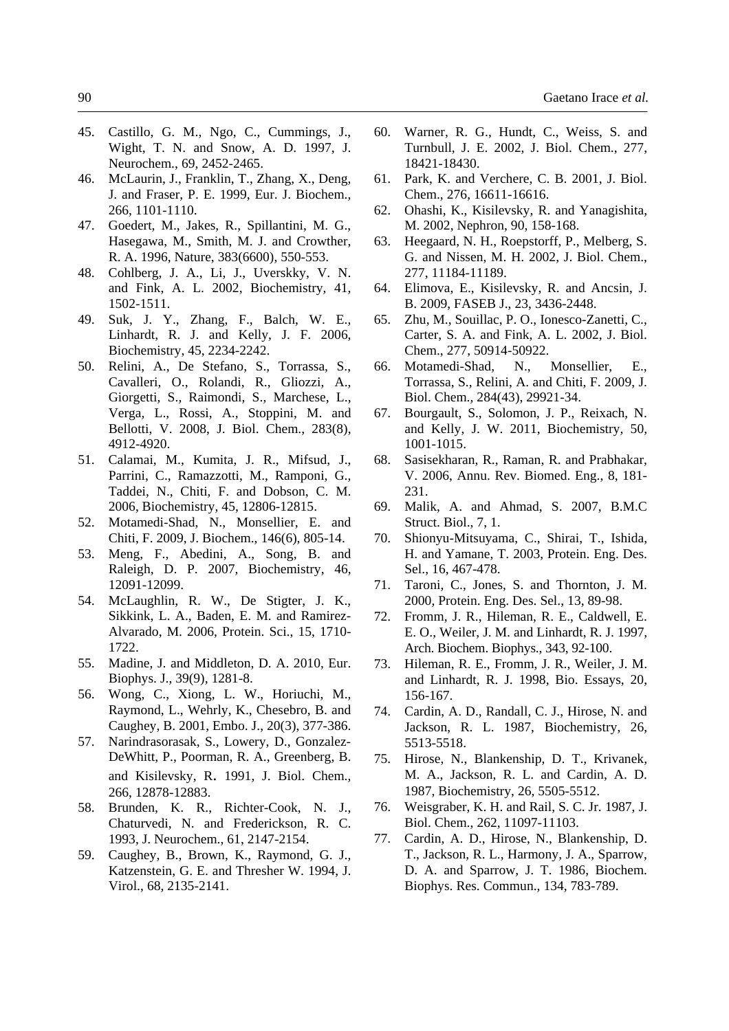45. Castillo, G. M., Ngo, C., Cummings, J., Wight, T. N. and Snow, A. D. 1997, J. Neurochem., 69, 2452-2465.
46. McLaurin, J., Franklin, T., Zhang, X., Deng, J. and Fraser, P. E. 1999, Eur. J. Biochem., 266, 1101-1110.
47. Goedert, M., Jakes, R., Spillantini, M. G., Hasegawa, M., Smith, M. J. and Crowther, R. A. 1996, Nature, 383(6600), 550-553.
48. Cohlberg, J. A., Li, J., Uverskky, V. N. and Fink, A. L. 2002, Biochemistry, 41, 1502-1511.
49. Suk, J. Y., Zhang, F., Balch, W. E., Linhardt, R. J. and Kelly, J. F. 2006, Biochemistry, 45, 2234-2242.
50. Relini, A., De Stefano, S., Torrassa, S., Cavalleri, O., Rolandi, R., Gliozzi, A., Giorgetti, S., Raimondi, S., Marchese, L., Verga, L., Rossi, A., Stoppini, M. and Bellotti, V. 2008, J. Biol. Chem., 283(8), 4912-4920.
51. Calamai, M., Kumita, J. R., Mifsud, J., Parrini, C., Ramazzotti, M., Ramponi, G., Taddei, N., Chiti, F. and Dobson, C. M. 2006, Biochemistry, 45, 12806-12815.
52. Motamedi-Shad, N., Monsellier, E. and Chiti, F. 2009, J. Biochem., 146(6), 805-14.
53. Meng, F., Abedini, A., Song, B. and Raleigh, D. P. 2007, Biochemistry, 46, 12091-12099.
54. McLaughlin, R. W., De Stigter, J. K., Sikkink, L. A., Baden, E. M. and Ramirez-Alvarado, M. 2006, Protein. Sci., 15, 1710-1722.
55. Madine, J. and Middleton, D. A. 2010, Eur. Biophys. J., 39(9), 1281-8.
56. Wong, C., Xiong, L. W., Horiuchi, M., Raymond, L., Wehrly, K., Chesebro, B. and Caughey, B. 2001, Embo. J., 20(3), 377-386.
57. Narindrasorasak, S., Lowery, D., Gonzalez-DeWhitt, P., Poorman, R. A., Greenberg, B. and Kisilevsky, R. 1991, J. Biol. Chem., 266, 12878-12883.
58. Brunden, K. R., Richter-Cook, N. J., Chaturvedi, N. and Frederickson, R. C. 1993, J. Neurochem., 61, 2147-2154.
59. Caughey, B., Brown, K., Raymond, G. J., Katzenstein, G. E. and Thresher W. 1994, J. Virol., 68, 2135-2141.
60. Warner, R. G., Hundt, C., Weiss, S. and Turnbull, J. E. 2002, J. Biol. Chem., 277, 18421-18430.
61. Park, K. and Verchere, C. B. 2001, J. Biol. Chem., 276, 16611-16616.
62. Ohashi, K., Kisilevsky, R. and Yanagishita, M. 2002, Nephron, 90, 158-168.
63. Heegaard, N. H., Roepstorff, P., Melberg, S. G. and Nissen, M. H. 2002, J. Biol. Chem., 277, 11184-11189.
64. Elimova, E., Kisilevsky, R. and Ancsin, J. B. 2009, FASEB J., 23, 3436-2448.
65. Zhu, M., Souillac, P. O., Ionesco-Zanetti, C., Carter, S. A. and Fink, A. L. 2002, J. Biol. Chem., 277, 50914-50922.
66. Motamedi-Shad, N., Monsellier, E., Torrassa, S., Relini, A. and Chiti, F. 2009, J. Biol. Chem., 284(43), 29921-34.
67. Bourgault, S., Solomon, J. P., Reixach, N. and Kelly, J. W. 2011, Biochemistry, 50, 1001-1015.
68. Sasisekharan, R., Raman, R. and Prabhakar, V. 2006, Annu. Rev. Biomed. Eng., 8, 181-231.
69. Malik, A. and Ahmad, S. 2007, B.M.C Struct. Biol., 7, 1.
70. Shionyu-Mitsuyama, C., Shirai, T., Ishida, H. and Yamane, T. 2003, Protein. Eng. Des. Sel., 16, 467-478.
71. Taroni, C., Jones, S. and Thornton, J. M. 2000, Protein. Eng. Des. Sel., 13, 89-98.
72. Fromm, J. R., Hileman, R. E., Caldwell, E. E. O., Weiler, J. M. and Linhardt, R. J. 1997, Arch. Biochem. Biophys., 343, 92-100.
73. Hileman, R. E., Fromm, J. R., Weiler, J. M. and Linhardt, R. J. 1998, Bio. Essays, 20, 156-167.
74. Cardin, A. D., Randall, C. J., Hirose, N. and Jackson, R. L. 1987, Biochemistry, 26, 5513-5518.
75. Hirose, N., Blankenship, D. T., Krivanek, M. A., Jackson, R. L. and Cardin, A. D. 1987, Biochemistry, 26, 5505-5512.
76. Weisgraber, K. H. and Rail, S. C. Jr. 1987, J. Biol. Chem., 262, 11097-11103.
77. Cardin, A. D., Hirose, N., Blankenship, D. T., Jackson, R. L., Harmony, J. A., Sparrow, D. A. and Sparrow, J. T. 1986, Biochem. Biophys. Res. Commun., 134, 783-789.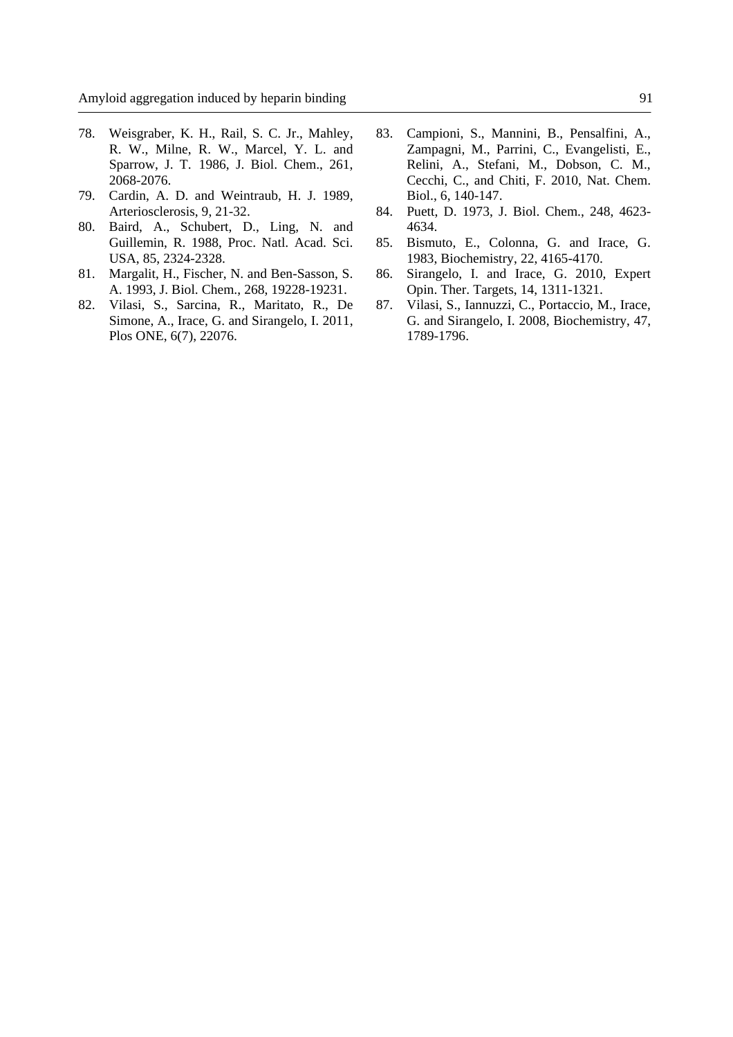78. Weisgraber, K. H., Rail, S. C. Jr., Mahley, R. W., Milne, R. W., Marcel, Y. L. and Sparrow, J. T. 1986, J. Biol. Chem., 261, 2068-2076.
79. Cardin, A. D. and Weintraub, H. J. 1989, Arteriosclerosis, 9, 21-32.
80. Baird, A., Schubert, D., Ling, N. and Guillemin, R. 1988, Proc. Natl. Acad. Sci. USA, 85, 2324-2328.
81. Margalit, H., Fischer, N. and Ben-Sasson, S. A. 1993, J. Biol. Chem., 268, 19228-19231.
82. Vilasi, S., Sarcina, R., Maritato, R., De Simone, A., Irace, G. and Sirangelo, I. 2011, Plos ONE, 6(7), 22076.
83. Campioni, S., Mannini, B., Pensalfini, A., Zampagni, M., Parrini, C., Evangelisti, E., Relini, A., Stefani, M., Dobson, C. M., Cecchi, C., and Chiti, F. 2010, Nat. Chem. Biol., 6, 140-147.
84. Puett, D. 1973, J. Biol. Chem., 248, 4623-4634.
85. Bismuto, E., Colonna, G. and Irace, G. 1983, Biochemistry, 22, 4165-4170.
86. Sirangelo, I. and Irace, G. 2010, Expert Opin. Ther. Targets, 14, 1311-1321.
87. Vilasi, S., Iannuzzi, C., Portaccio, M., Irace, G. and Sirangelo, I. 2008, Biochemistry, 47, 1789-1796.